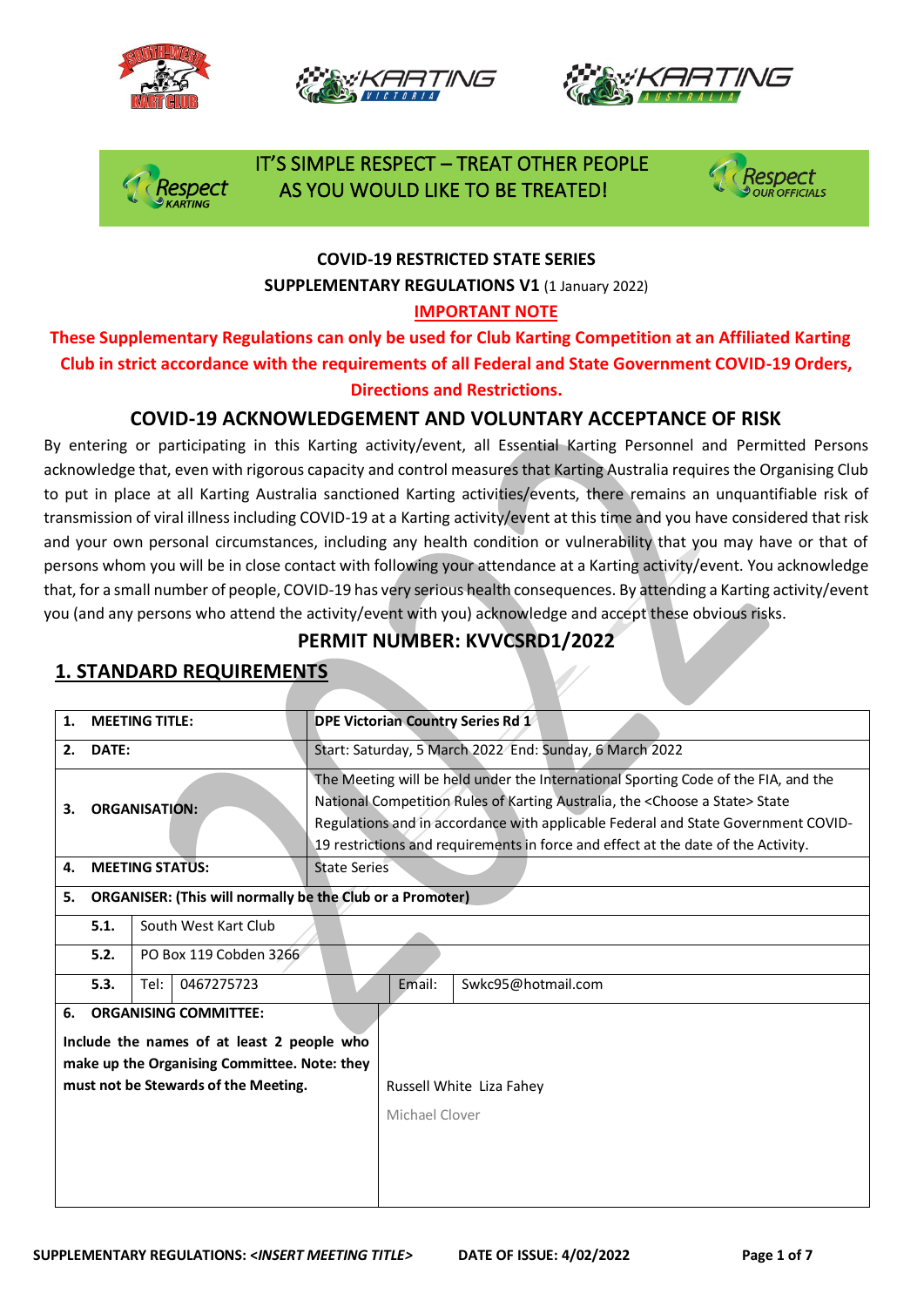IT'S SIMPLE RESPECT – TREAT OTHER PEOPLE AS YOU WOULD LIKE TO BE TREATED!

**COVID-19 RESTRICTED STATE SERIES**

**SUPPLEMENTARY REGULATIONS V1** (1 January 2022)

**IMPORTANT NOTE**

**These Supplementary Regulations can only be used for Club Karting Competition at an Affiliated Karting Club in strict accordance with the requirements of all Federal and State Government COVID-19 Orders, Directions and Restrictions.**

## COVID-19 ACKNOWLEDGEMENT AND VOLUNTARY ACCEPTANCE OF RISK

By entering or participating in this Karting activity/event, all Essential Karting Personnel and Permitted Persons acknowledge that, even with rigorous capacity and control measures that Karting Australia requires the Organising Club to put in place at all Karting Australia sanctioned Karting activities/events, there remains an unquantifiable risk of transmission of viral illness including COVID-19 at a Karting activity/event at this time and you have considered that risk and your own personal circumstances, including any health condition or vulnerability that you may have or that of persons whom you will be in close contact with following your attendance at a Karting activity/event. You acknowledge that, for a small number of people, COVID-19 has very serious health consequences. By attending a Karting activity/event you (and any persons who attend the activity/event with you) acknowledge and accept these obvious risks.

## PERMIT NUMBER: KVVCSRD1/2022

## 1. STANDARD REQUIREMENTS

| | | | |
|---|---|---|---|
| **1.** | **MEETING TITLE:** | **DPE Victorian Country Series Rd 1** | |
| **2.** | **DATE:** | Start: Saturday, 5 March 2022 End: Sunday, 6 March 2022 | |
| **3.** | **ORGANISATION:** | The Meeting will be held under the International Sporting Code of the FIA, and the National Competition Rules of Karting Australia, the <Choose a State> State Regulations and in accordance with applicable Federal and State Government COVID-19 restrictions and requirements in force and effect at the date of the Activity. | |
| **4.** | **MEETING STATUS:** | State Series | |
| **5.** | **ORGANISER: (This will normally be the Club or a Promoter)** | | |
| | **5.1.** | South West Kart Club | |
| | **5.2.** | PO Box 119 Cobden 3266 | |
| | **5.3.** | Tel: 0467275723 | Email: Swkc95@hotmail.com |
| **6.** | **ORGANISING COMMITTEE:** Include the names of at least 2 people who make up the Organising Committee. Note: they must not be Stewards of the Meeting. | Russell White Liza Fahey<br>Michael Clover | |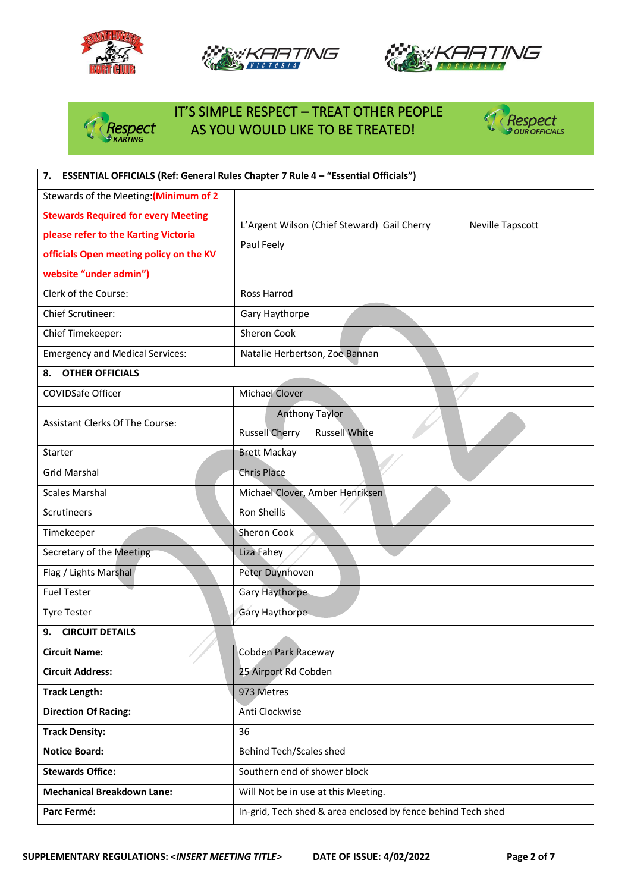IT'S SIMPLE RESPECT – TREAT OTHER PEOPLE AS YOU WOULD LIKE TO BE TREATED!

| **7. ESSENTIAL OFFICIALS (Ref: General Rules Chapter 7 Rule 4 – "Essential Officials")** | |
|---|---|
| Stewards of the Meeting: **(Minimum of 2 Stewards Required for every Meeting please refer to the Karting Victoria officials Open meeting policy on the KV website "under admin")** | L'Argent Wilson (Chief Steward) Gail Cherry Neville Tapscott Paul Feely |
| Clerk of the Course: | Ross Harrod |
| Chief Scrutineer: | Gary Haythorpe |
| Chief Timekeeper: | Sheron Cook |
| Emergency and Medical Services: | Natalie Herbertson, Zoe Bannan |
| **8. OTHER OFFICIALS** | |
| COVIDSafe Officer | Michael Clover |
| Assistant Clerks Of The Course: | Anthony Taylor Russell Cherry Russell White |
| Starter | Brett Mackay |
| Grid Marshal | Chris Place |
| Scales Marshal | Michael Clover, Amber Henriksen |
| Scrutineers | Ron Sheills |
| Timekeeper | Sheron Cook |
| Secretary of the Meeting | Liza Fahey |
| Flag / Lights Marshal | Peter Duynhoven |
| Fuel Tester | Gary Haythorpe |
| Tyre Tester | Gary Haythorpe |
| **9. CIRCUIT DETAILS** | |
| **Circuit Name:** | Cobden Park Raceway |
| **Circuit Address:** | 25 Airport Rd Cobden |
| **Track Length:** | 973 Metres |
| **Direction Of Racing:** | Anti Clockwise |
| **Track Density:** | 36 |
| **Notice Board:** | Behind Tech/Scales shed |
| **Stewards Office:** | Southern end of shower block |
| **Mechanical Breakdown Lane:** | Will Not be in use at this Meeting. |
| **Parc Fermé:** | In-grid, Tech shed & area enclosed by fence behind Tech shed |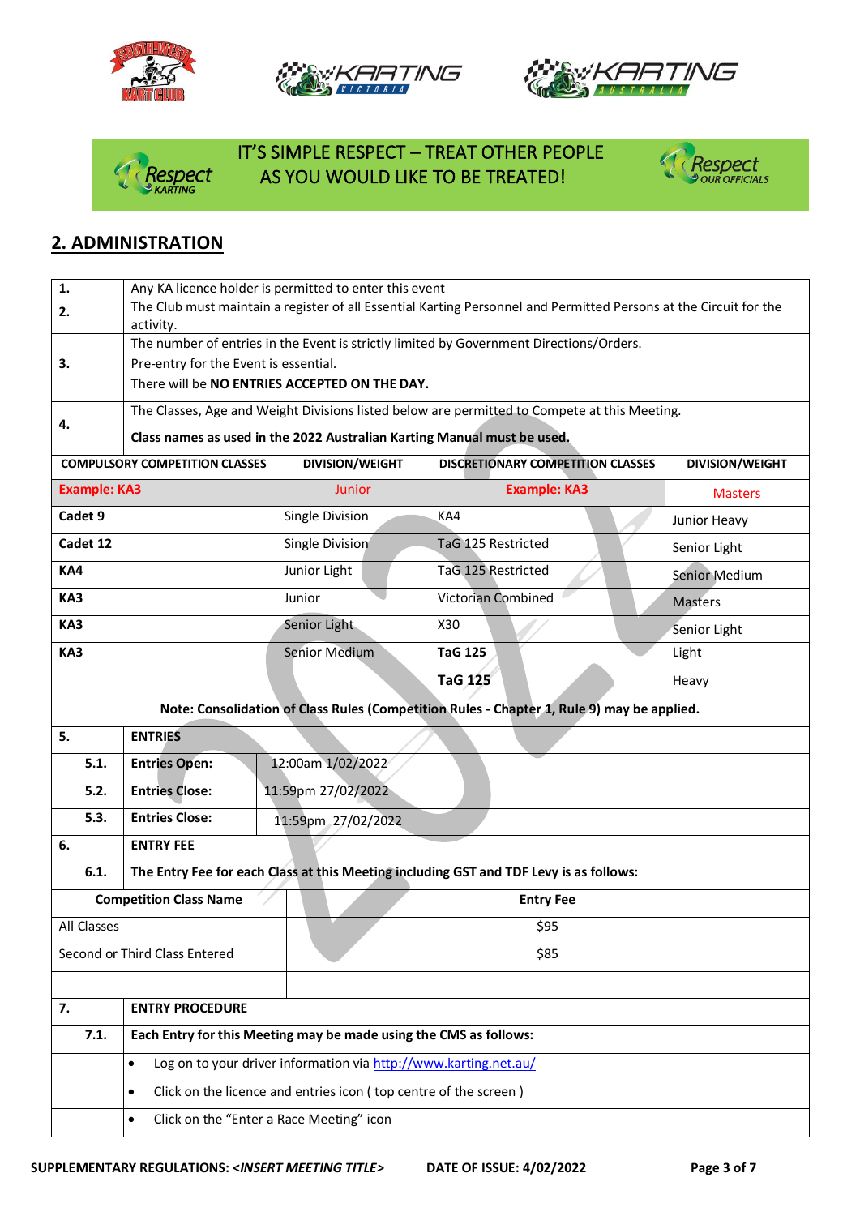IT'S SIMPLE RESPECT – TREAT OTHER PEOPLE AS YOU WOULD LIKE TO BE TREATED!

## 2. ADMINISTRATION

| | |
|---|---|
| **1.** | Any KA licence holder is permitted to enter this event |
| **2.** | The Club must maintain a register of all Essential Karting Personnel and Permitted Persons at the Circuit for the activity. |
| **3.** | The number of entries in the Event is strictly limited by Government Directions/Orders.<br>Pre-entry for the Event is essential.<br>There will be **NO ENTRIES ACCEPTED ON THE DAY.** |
| **4.** | The Classes, Age and Weight Divisions listed below are permitted to Compete at this Meeting.<br>**Class names as used in the 2022 Australian Karting Manual must be used.** |

| COMPULSORY COMPETITION CLASSES | DIVISION/WEIGHT | DISCRETIONARY COMPETITION CLASSES | DIVISION/WEIGHT |
|---|---|---|---|
| **Example: KA3** | Junior | **Example: KA3** | Masters |
| **Cadet 9** | Single Division | KA4 | Junior Heavy |
| **Cadet 12** | Single Division | TaG 125 Restricted | Senior Light |
| **KA4** | Junior Light | TaG 125 Restricted | Senior Medium |
| **KA3** | Junior | Victorian Combined | Masters |
| **KA3** | Senior Light | X30 | Senior Light |
| **KA3** | Senior Medium | **TaG 125** | Light |
| | | **TaG 125** | Heavy |

**Note: Consolidation of Class Rules (Competition Rules - Chapter 1, Rule 9) may be applied.**

| | | |
|---|---|---|
| **5.** | **ENTRIES** | |
| **5.1.** | **Entries Open:** | 12:00am 1/02/2022 |
| **5.2.** | **Entries Close:** | 11:59pm 27/02/2022 |
| **5.3.** | **Entries Close:** | 11:59pm 27/02/2022 |
| **6.** | **ENTRY FEE** | |
| **6.1.** | **The Entry Fee for each Class at this Meeting including GST and TDF Levy is as follows:** | |

| Competition Class Name | Entry Fee |
|---|---|
| All Classes | $95 |
| Second or Third Class Entered | $85 |
| | |

| | |
|---|---|
| **7.** | **ENTRY PROCEDURE** |
| **7.1.** | **Each Entry for this Meeting may be made using the CMS as follows:** |
| | • Log on to your driver information via http://www.karting.net.au/ |
| | • Click on the licence and entries icon ( top centre of the screen ) |
| | • Click on the "Enter a Race Meeting" icon |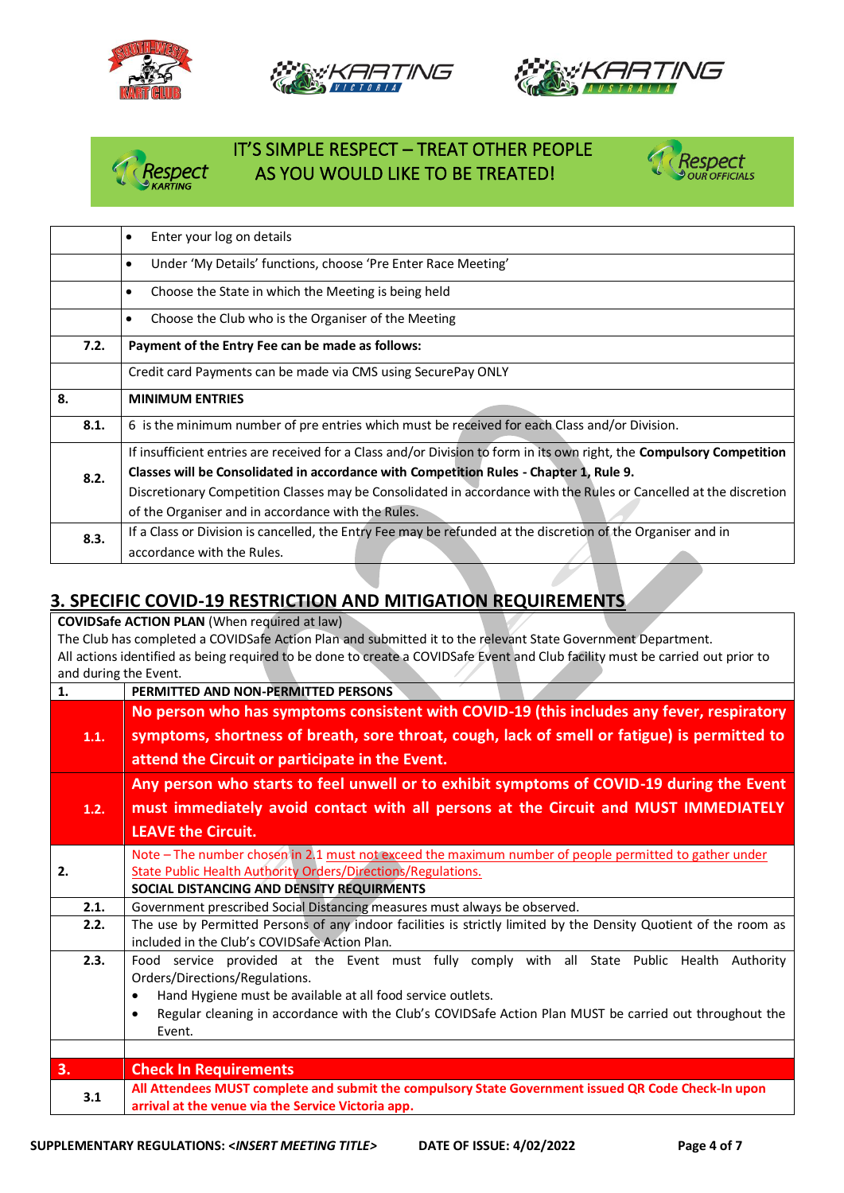IT'S SIMPLE RESPECT – TREAT OTHER PEOPLE AS YOU WOULD LIKE TO BE TREATED!

| | |
|---|---|
| | • Enter your log on details |
| | • Under 'My Details' functions, choose 'Pre Enter Race Meeting' |
| | • Choose the State in which the Meeting is being held |
| | • Choose the Club who is the Organiser of the Meeting |
| **7.2.** | **Payment of the Entry Fee can be made as follows:** |
| | Credit card Payments can be made via CMS using SecurePay ONLY |
| **8.** | **MINIMUM ENTRIES** |
| **8.1.** | 6 is the minimum number of pre entries which must be received for each Class and/or Division. |
| **8.2.** | If insufficient entries are received for a Class and/or Division to form in its own right, the **Compulsory Competition Classes will be Consolidated in accordance with Competition Rules - Chapter 1, Rule 9.** Discretionary Competition Classes may be Consolidated in accordance with the Rules or Cancelled at the discretion of the Organiser and in accordance with the Rules. |
| **8.3.** | If a Class or Division is cancelled, the Entry Fee may be refunded at the discretion of the Organiser and in accordance with the Rules. |

## 3. SPECIFIC COVID-19 RESTRICTION AND MITIGATION REQUIREMENTS

**COVIDSafe ACTION PLAN** (When required at law)
The Club has completed a COVIDSafe Action Plan and submitted it to the relevant State Government Department.
All actions identified as being required to be done to create a COVIDSafe Event and Club facility must be carried out prior to and during the Event.

| | |
|---|---|
| **1.** | **PERMITTED AND NON-PERMITTED PERSONS** |
| **1.1.** | **No person who has symptoms consistent with COVID-19 (this includes any fever, respiratory symptoms, shortness of breath, sore throat, cough, lack of smell or fatigue) is permitted to attend the Circuit or participate in the Event.** |
| **1.2.** | **Any person who starts to feel unwell or to exhibit symptoms of COVID-19 during the Event must immediately avoid contact with all persons at the Circuit and MUST IMMEDIATELY LEAVE the Circuit.** |
| **2.** | Note – The number chosen in 2.1 must not exceed the maximum number of people permitted to gather under State Public Health Authority Orders/Directions/Regulations.<br>**SOCIAL DISTANCING AND DENSITY REQUIRMENTS** |
| **2.1.** | Government prescribed Social Distancing measures must always be observed. |
| **2.2.** | The use by Permitted Persons of any indoor facilities is strictly limited by the Density Quotient of the room as included in the Club's COVIDSafe Action Plan. |
| **2.3.** | Food service provided at the Event must fully comply with all State Public Health Authority Orders/Directions/Regulations.<br>• Hand Hygiene must be available at all food service outlets.<br>• Regular cleaning in accordance with the Club's COVIDSafe Action Plan MUST be carried out throughout the Event. |
| | |
| **3.** | **Check In Requirements** |
| **3.1** | **All Attendees MUST complete and submit the compulsory State Government issued QR Code Check-In upon arrival at the venue via the Service Victoria app.** |

**SUPPLEMENTARY REGULATIONS: <*INSERT MEETING TITLE*>** **DATE OF ISSUE: 4/02/2022**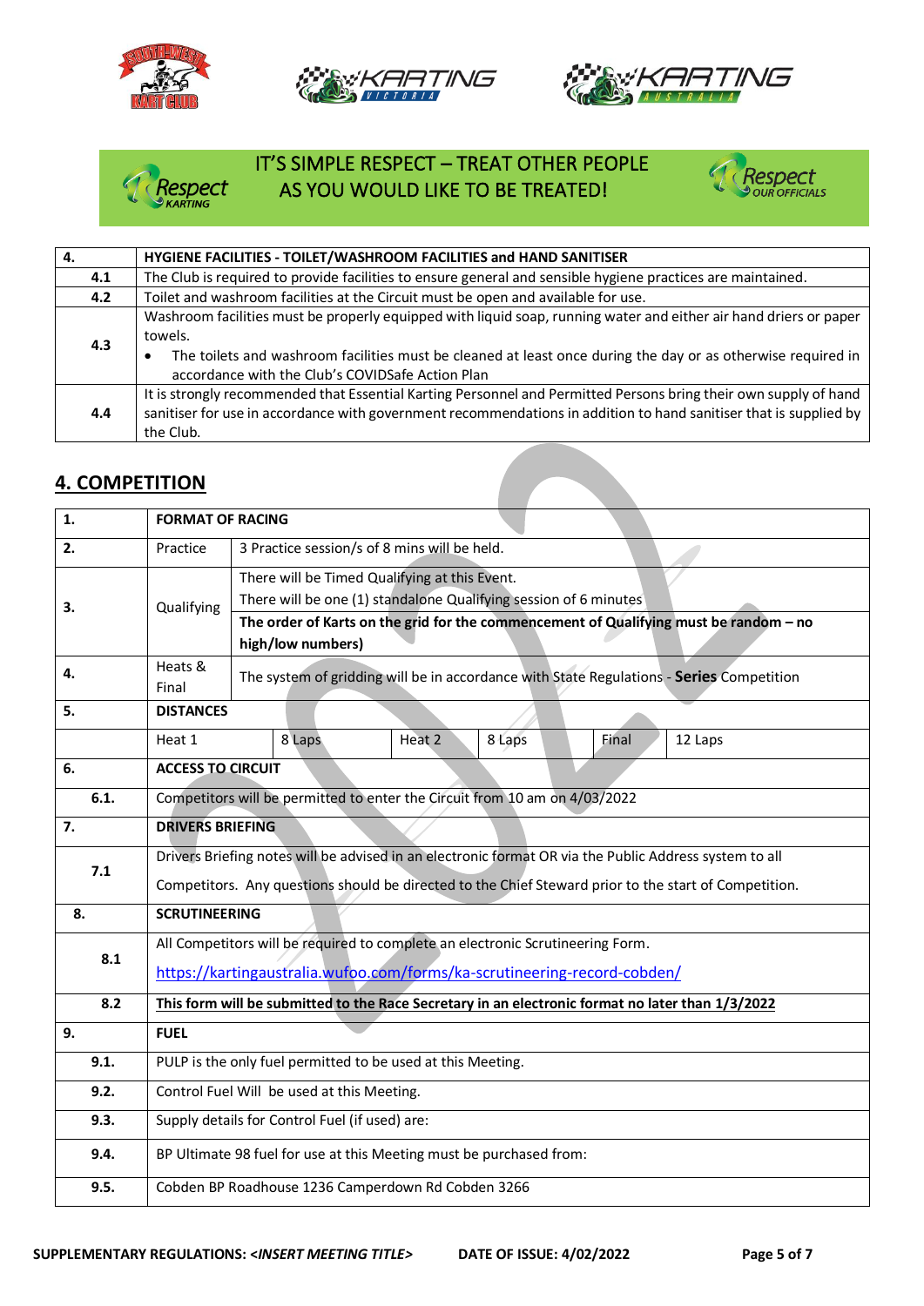IT'S SIMPLE RESPECT – TREAT OTHER PEOPLE AS YOU WOULD LIKE TO BE TREATED!

| 4. | HYGIENE FACILITIES - TOILET/WASHROOM FACILITIES and HAND SANITISER |
|---|---|
| 4.1 | The Club is required to provide facilities to ensure general and sensible hygiene practices are maintained. |
| 4.2 | Toilet and washroom facilities at the Circuit must be open and available for use. |
| 4.3 | Washroom facilities must be properly equipped with liquid soap, running water and either air hand driers or paper towels. • The toilets and washroom facilities must be cleaned at least once during the day or as otherwise required in accordance with the Club's COVIDSafe Action Plan |
| 4.4 | It is strongly recommended that Essential Karting Personnel and Permitted Persons bring their own supply of hand sanitiser for use in accordance with government recommendations in addition to hand sanitiser that is supplied by the Club. |

## 4. COMPETITION

| 1. | FORMAT OF RACING | | | | | |
|---|---|---|---|---|---|---|
| 2. | Practice | 3 Practice session/s of 8 mins will be held. | | | | |
| 3. | Qualifying | There will be Timed Qualifying at this Event. There will be one (1) standalone Qualifying session of 6 minutes **The order of Karts on the grid for the commencement of Qualifying must be random – no high/low numbers)** | | | | |
| 4. | Heats & Final | The system of gridding will be in accordance with State Regulations - **Series** Competition | | | | |
| 5. | DISTANCES | | | | | |
| | Heat 1 | 8 Laps | Heat 2 | 8 Laps | Final | 12 Laps |
| 6. | ACCESS TO CIRCUIT | | | | | |
| 6.1. | Competitors will be permitted to enter the Circuit from 10 am on 4/03/2022 | | | | | |
| 7. | DRIVERS BRIEFING | | | | | |
| 7.1 | Drivers Briefing notes will be advised in an electronic format OR via the Public Address system to all Competitors. Any questions should be directed to the Chief Steward prior to the start of Competition. | | | | | |
| 8. | SCRUTINEERING | | | | | |
| 8.1 | All Competitors will be required to complete an electronic Scrutineering Form. https://kartingaustralia.wufoo.com/forms/ka-scrutineering-record-cobden/ | | | | | |
| 8.2 | **This form will be submitted to the Race Secretary in an electronic format no later than 1/3/2022** | | | | | |
| 9. | FUEL | | | | | |
| 9.1. | PULP is the only fuel permitted to be used at this Meeting. | | | | | |
| 9.2. | Control Fuel Will be used at this Meeting. | | | | | |
| 9.3. | Supply details for Control Fuel (if used) are: | | | | | |
| 9.4. | BP Ultimate 98 fuel for use at this Meeting must be purchased from: | | | | | |
| 9.5. | Cobden BP Roadhouse 1236 Camperdown Rd Cobden 3266 | | | | | |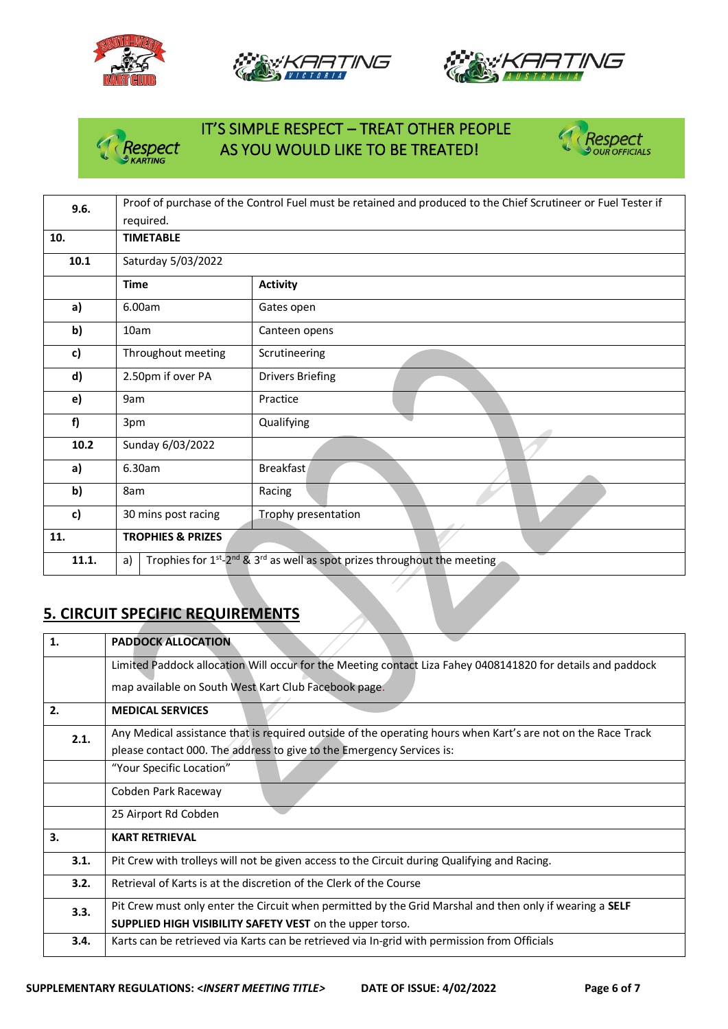IT'S SIMPLE RESPECT – TREAT OTHER PEOPLE AS YOU WOULD LIKE TO BE TREATED!

| 9.6. | Proof of purchase of the Control Fuel must be retained and produced to the Chief Scrutineer or Fuel Tester if required. | |
|---|---|---|
| **10.** | **TIMETABLE** | |
| **10.1** | Saturday 5/03/2022 | |
| | **Time** | **Activity** |
| **a)** | 6.00am | Gates open |
| **b)** | 10am | Canteen opens |
| **c)** | Throughout meeting | Scrutineering |
| **d)** | 2.50pm if over PA | Drivers Briefing |
| **e)** | 9am | Practice |
| **f)** | 3pm | Qualifying |
| **10.2** | Sunday 6/03/2022 | |
| **a)** | 6.30am | Breakfast |
| **b)** | 8am | Racing |
| **c)** | 30 mins post racing | Trophy presentation |
| **11.** | **TROPHIES & PRIZES** | |
| **11.1.** | a) Trophies for 1st-2nd & 3rd as well as spot prizes throughout the meeting | |

## 5. CIRCUIT SPECIFIC REQUIREMENTS

| **1.** | **PADDOCK ALLOCATION** |
|---|---|
| | Limited Paddock allocation Will occur for the Meeting contact Liza Fahey 0408141820 for details and paddock map available on South West Kart Club Facebook page. |
| **2.** | **MEDICAL SERVICES** |
| **2.1.** | Any Medical assistance that is required outside of the operating hours when Kart's are not on the Race Track please contact 000. The address to give to the Emergency Services is: |
| | "Your Specific Location" |
| | Cobden Park Raceway |
| | 25 Airport Rd Cobden |
| **3.** | **KART RETRIEVAL** |
| **3.1.** | Pit Crew with trolleys will not be given access to the Circuit during Qualifying and Racing. |
| **3.2.** | Retrieval of Karts is at the discretion of the Clerk of the Course |
| **3.3.** | Pit Crew must only enter the Circuit when permitted by the Grid Marshal and then only if wearing a **SELF SUPPLIED HIGH VISIBILITY SAFETY VEST** on the upper torso. |
| **3.4.** | Karts can be retrieved via Karts can be retrieved via In-grid with permission from Officials |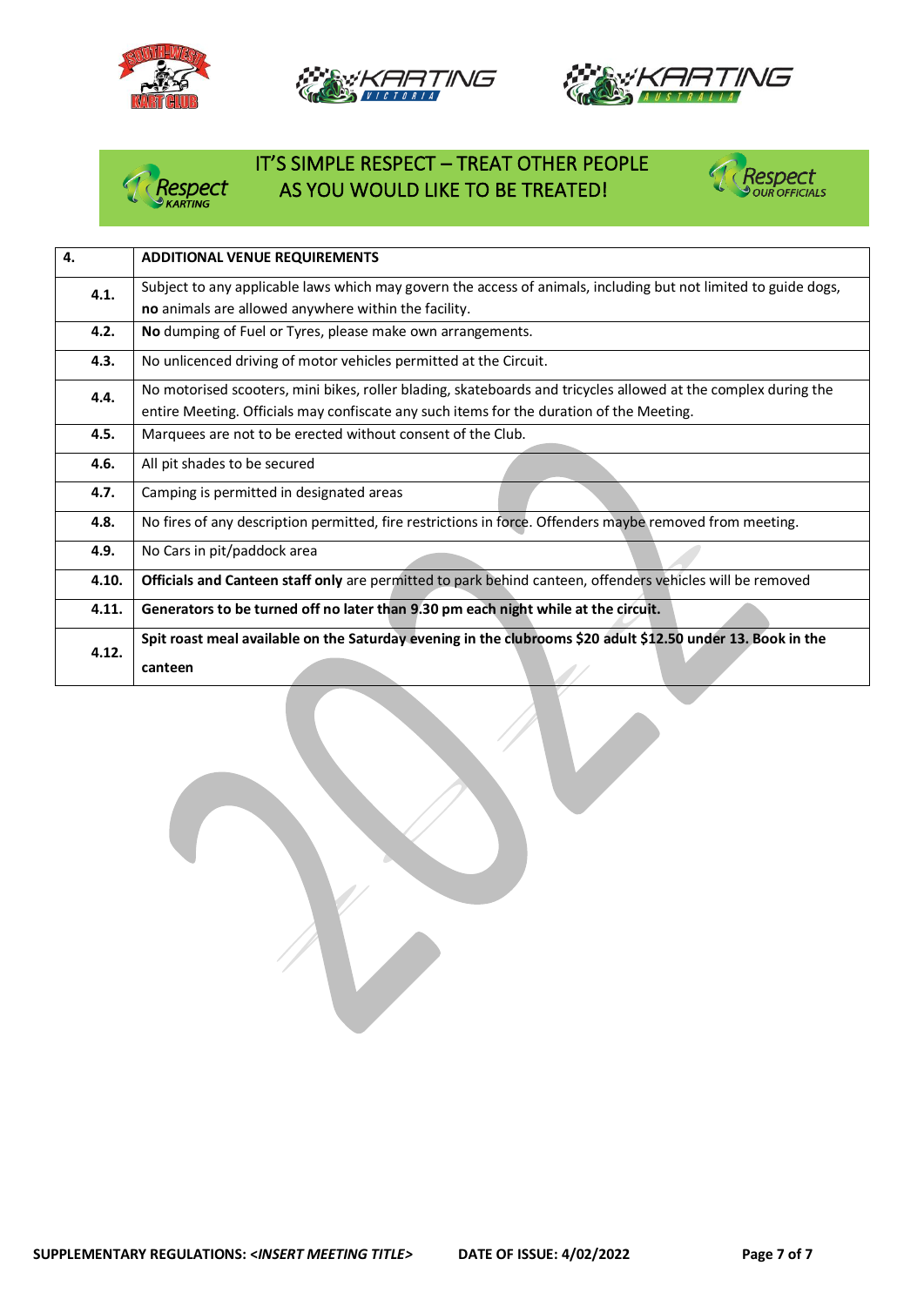IT'S SIMPLE RESPECT – TREAT OTHER PEOPLE AS YOU WOULD LIKE TO BE TREATED!

| 4. | ADDITIONAL VENUE REQUIREMENTS |
|---|---|
| 4.1. | Subject to any applicable laws which may govern the access of animals, including but not limited to guide dogs, **no** animals are allowed anywhere within the facility. |
| 4.2. | **No** dumping of Fuel or Tyres, please make own arrangements. |
| 4.3. | No unlicenced driving of motor vehicles permitted at the Circuit. |
| 4.4. | No motorised scooters, mini bikes, roller blading, skateboards and tricycles allowed at the complex during the entire Meeting. Officials may confiscate any such items for the duration of the Meeting. |
| 4.5. | Marquees are not to be erected without consent of the Club. |
| 4.6. | All pit shades to be secured |
| 4.7. | Camping is permitted in designated areas |
| 4.8. | No fires of any description permitted, fire restrictions in force. Offenders maybe removed from meeting. |
| 4.9. | No Cars in pit/paddock area |
| 4.10. | **Officials and Canteen staff only** are permitted to park behind canteen, offenders vehicles will be removed |
| 4.11. | **Generators to be turned off no later than 9.30 pm each night while at the circuit.** |
| 4.12. | **Spit roast meal available on the Saturday evening in the clubrooms $20 adult $12.50 under 13. Book in the canteen** |